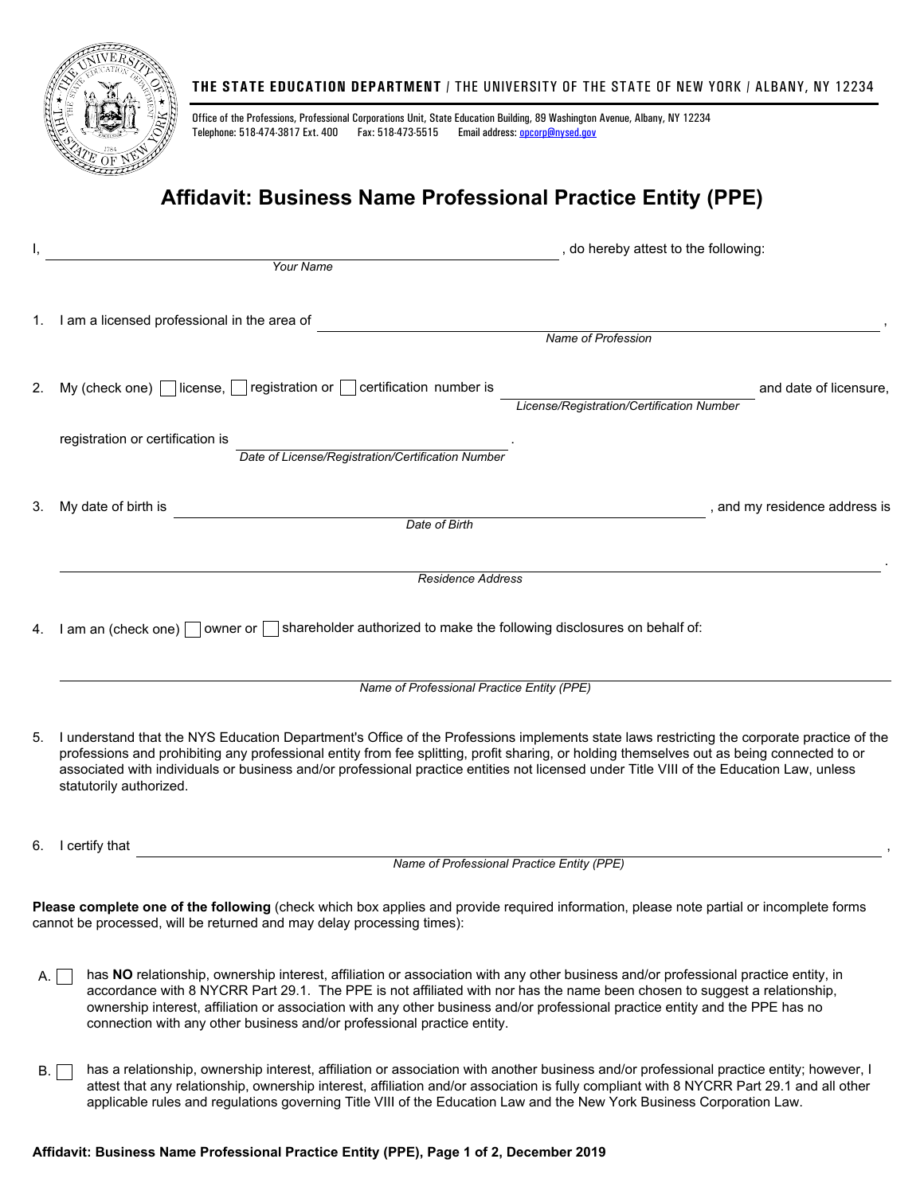**THE STATE EDUCATION DEPARTMENT** / THE UNIVERSITY OF THE STATE OF NEW YORK / ALBANY, NY 12234

Office of the Professions, Professional Corporations Unit, State Education Building, 89 Washington Avenue, Albany, NY 12234
Telephone: 518-474-3817 Ext. 400 Fax: 518-473-5515 Email address: opcorp@nysed.gov

# Affidavit: Business Name Professional Practice Entity (PPE)

I, ______________________________ , do hereby attest to the following:
*Your Name*

1. I am a licensed professional in the area of ______________________________ ,
*Name of Profession*

2. My (check one) ☐ license, ☐ registration or ☐ certification number is ______________________________ and date of licensure,
*License/Registration/Certification Number*

   registration or certification is ______________________________ .
   *Date of License/Registration/Certification Number*

3. My date of birth is ______________________________ , and my residence address is
*Date of Birth*

   ______________________________ .
   *Residence Address*

4. I am an (check one) ☐ owner or ☐ shareholder authorized to make the following disclosures on behalf of:

   ______________________________
   *Name of Professional Practice Entity (PPE)*

5. I understand that the NYS Education Department's Office of the Professions implements state laws restricting the corporate practice of the professions and prohibiting any professional entity from fee splitting, profit sharing, or holding themselves out as being connected to or associated with individuals or business and/or professional practice entities not licensed under Title VIII of the Education Law, unless statutorily authorized.

6. I certify that ______________________________ ,
*Name of Professional Practice Entity (PPE)*

**Please complete one of the following** (check which box applies and provide required information, please note partial or incomplete forms cannot be processed, will be returned and may delay processing times):

A. ☐ has **NO** relationship, ownership interest, affiliation or association with any other business and/or professional practice entity, in accordance with 8 NYCRR Part 29.1. The PPE is not affiliated with nor has the name been chosen to suggest a relationship, ownership interest, affiliation or association with any other business and/or professional practice entity and the PPE has no connection with any other business and/or professional practice entity.

B. ☐ has a relationship, ownership interest, affiliation or association with another business and/or professional practice entity; however, I attest that any relationship, ownership interest, affiliation and/or association is fully compliant with 8 NYCRR Part 29.1 and all other applicable rules and regulations governing Title VIII of the Education Law and the New York Business Corporation Law.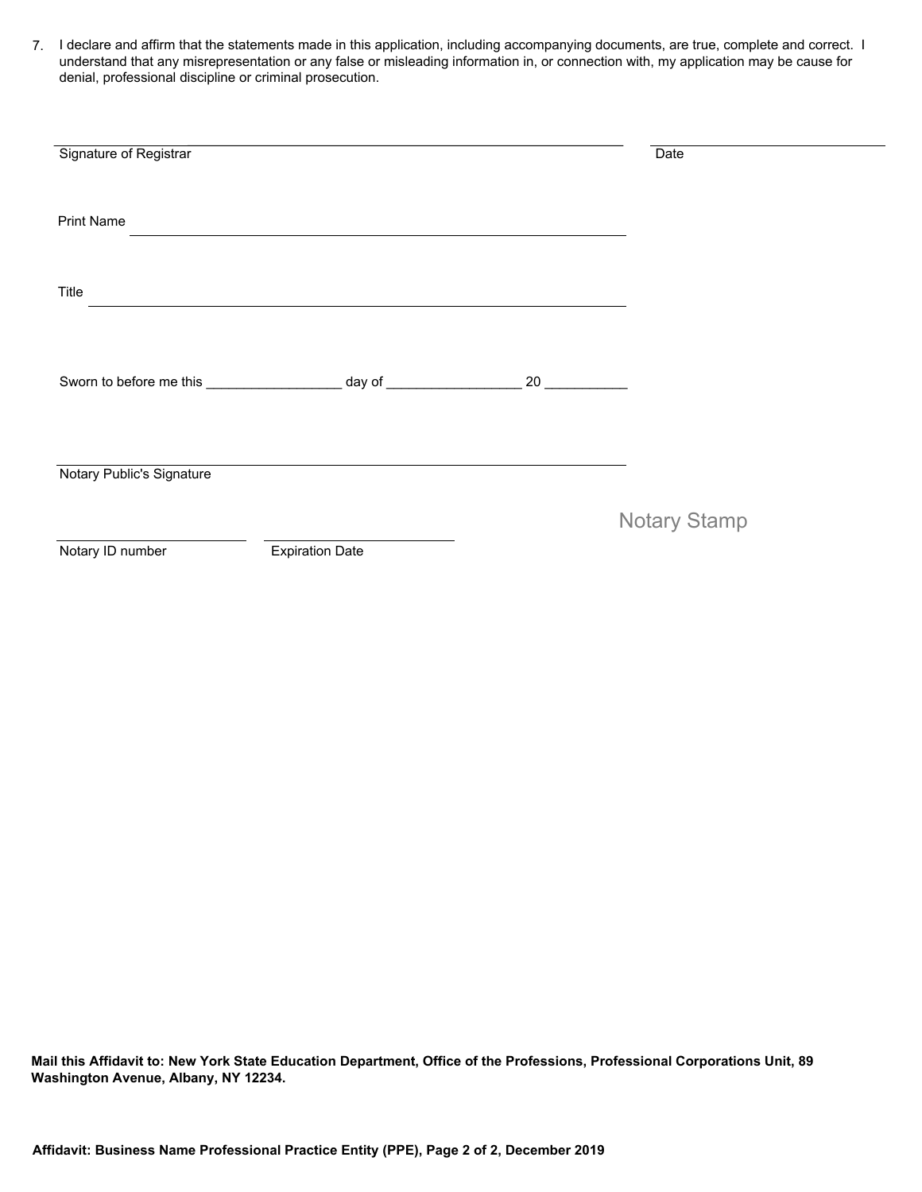7. I declare and affirm that the statements made in this application, including accompanying documents, are true, complete and correct. I understand that any misrepresentation or any false or misleading information in, or connection with, my application may be cause for denial, professional discipline or criminal prosecution.

Signature of Registrar ______________________________ Date ______________

Print Name ______________________________

Title ______________________________

Sworn to before me this _________________ day of _________________ 20 __________

______________________________
Notary Public's Signature

Notary Stamp

______________ ______________
Notary ID number Expiration Date

**Mail this Affidavit to: New York State Education Department, Office of the Professions, Professional Corporations Unit, 89 Washington Avenue, Albany, NY 12234.**